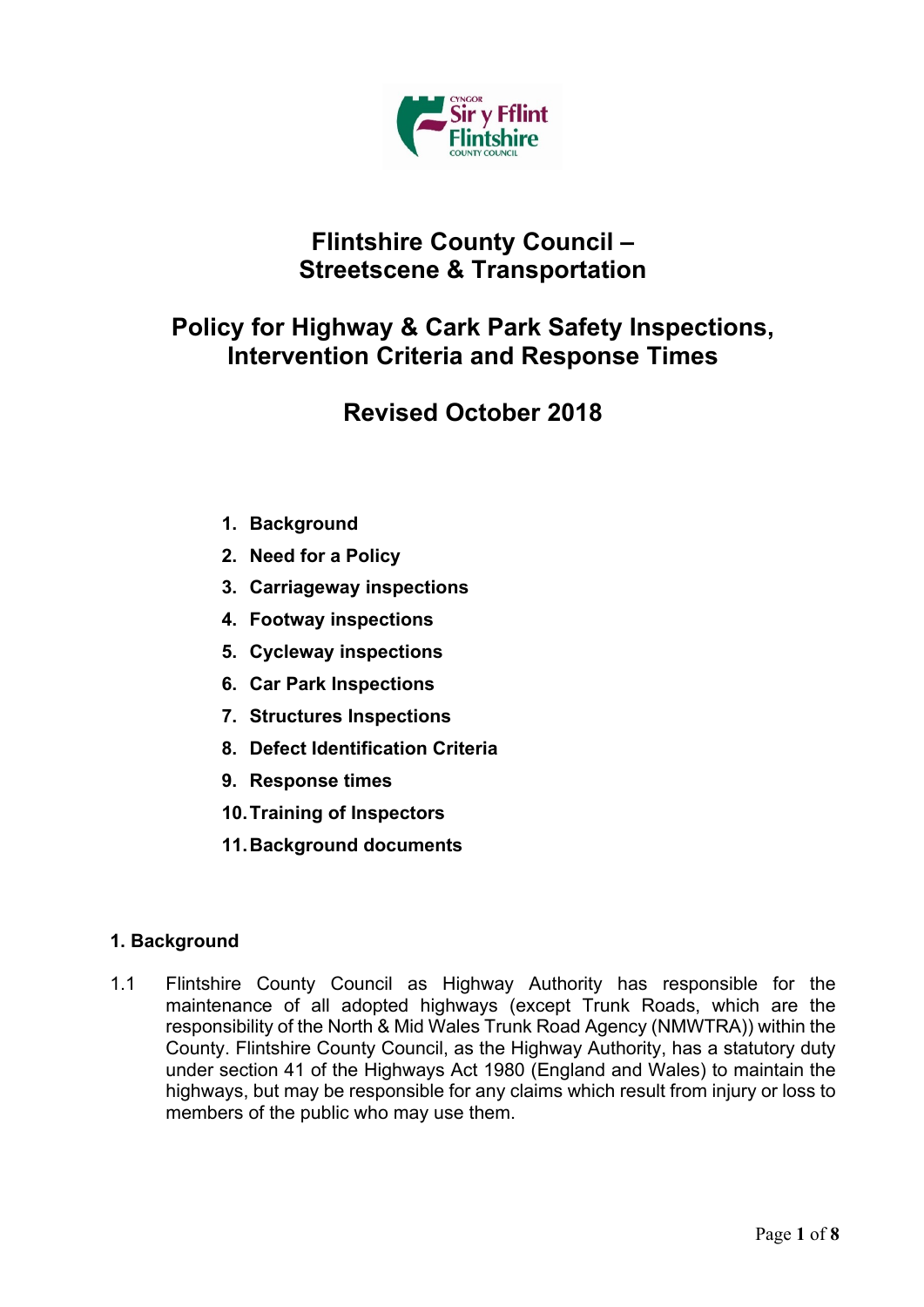# Flintshire County Council – Streetscene & Transportation

## Policy for Highway & Cark Park Safety Inspections, Intervention Criteria and Response Times

## Revised October 2018

1. **Background**
2. **Need for a Policy**
3. **Carriageway inspections**
4. **Footway inspections**
5. **Cycleway inspections**
6. **Car Park Inspections**
7. **Structures Inspections**
8. **Defect Identification Criteria**
9. **Response times**
10. **Training of Inspectors**
11. **Background documents**

### 1. Background

1.1 Flintshire County Council as Highway Authority has responsible for the maintenance of all adopted highways (except Trunk Roads, which are the responsibility of the North & Mid Wales Trunk Road Agency (NMWTRA)) within the County. Flintshire County Council, as the Highway Authority, has a statutory duty under section 41 of the Highways Act 1980 (England and Wales) to maintain the highways, but may be responsible for any claims which result from injury or loss to members of the public who may use them.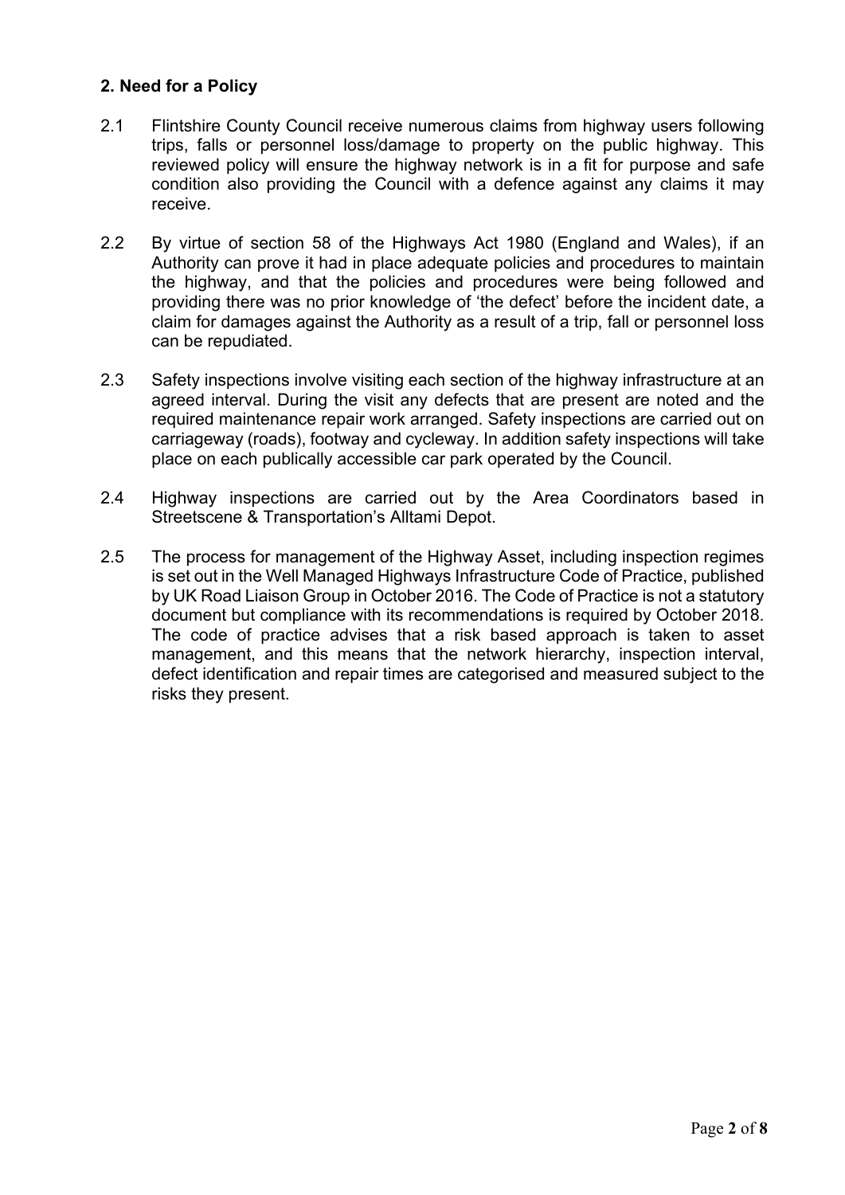## 2. Need for a Policy

2.1 Flintshire County Council receive numerous claims from highway users following trips, falls or personnel loss/damage to property on the public highway. This reviewed policy will ensure the highway network is in a fit for purpose and safe condition also providing the Council with a defence against any claims it may receive.

2.2 By virtue of section 58 of the Highways Act 1980 (England and Wales), if an Authority can prove it had in place adequate policies and procedures to maintain the highway, and that the policies and procedures were being followed and providing there was no prior knowledge of 'the defect' before the incident date, a claim for damages against the Authority as a result of a trip, fall or personnel loss can be repudiated.

2.3 Safety inspections involve visiting each section of the highway infrastructure at an agreed interval. During the visit any defects that are present are noted and the required maintenance repair work arranged. Safety inspections are carried out on carriageway (roads), footway and cycleway. In addition safety inspections will take place on each publically accessible car park operated by the Council.

2.4 Highway inspections are carried out by the Area Coordinators based in Streetscene & Transportation's Alltami Depot.

2.5 The process for management of the Highway Asset, including inspection regimes is set out in the Well Managed Highways Infrastructure Code of Practice, published by UK Road Liaison Group in October 2016. The Code of Practice is not a statutory document but compliance with its recommendations is required by October 2018. The code of practice advises that a risk based approach is taken to asset management, and this means that the network hierarchy, inspection interval, defect identification and repair times are categorised and measured subject to the risks they present.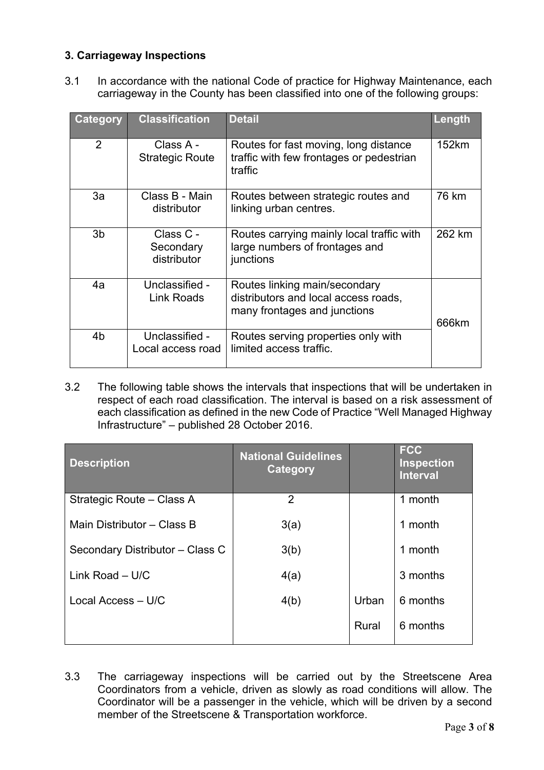## 3. Carriageway Inspections

3.1 In accordance with the national Code of practice for Highway Maintenance, each carriageway in the County has been classified into one of the following groups:

| Category | Classification | Detail | Length |
|---|---|---|---|
| 2 | Class A - Strategic Route | Routes for fast moving, long distance traffic with few frontages or pedestrian traffic | 152km |
| 3a | Class B - Main distributor | Routes between strategic routes and linking urban centres. | 76 km |
| 3b | Class C - Secondary distributor | Routes carrying mainly local traffic with large numbers of frontages and junctions | 262 km |
| 4a | Unclassified - Link Roads | Routes linking main/secondary distributors and local access roads, many frontages and junctions | 666km |
| 4b | Unclassified - Local access road | Routes serving properties only with limited access traffic. | |

3.2 The following table shows the intervals that inspections that will be undertaken in respect of each road classification. The interval is based on a risk assessment of each classification as defined in the new Code of Practice "Well Managed Highway Infrastructure" – published 28 October 2016.

| Description | National Guidelines Category | | FCC Inspection Interval |
|---|---|---|---|
| Strategic Route – Class A | 2 | | 1 month |
| Main Distributor – Class B | 3(a) | | 1 month |
| Secondary Distributor – Class C | 3(b) | | 1 month |
| Link Road – U/C | 4(a) | | 3 months |
| Local Access – U/C | 4(b) | Urban | 6 months |
| | | Rural | 6 months |

3.3 The carriageway inspections will be carried out by the Streetscene Area Coordinators from a vehicle, driven as slowly as road conditions will allow. The Coordinator will be a passenger in the vehicle, which will be driven by a second member of the Streetscene & Transportation workforce.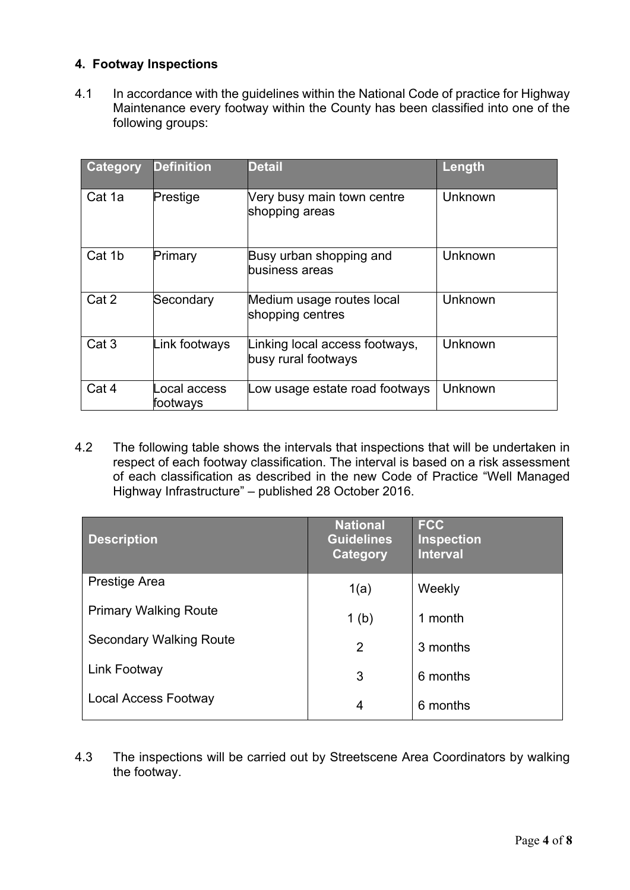## 4. Footway Inspections

4.1 In accordance with the guidelines within the National Code of practice for Highway Maintenance every footway within the County has been classified into one of the following groups:

| Category | Definition | Detail | Length |
|---|---|---|---|
| Cat 1a | Prestige | Very busy main town centre shopping areas | Unknown |
| Cat 1b | Primary | Busy urban shopping and business areas | Unknown |
| Cat 2 | Secondary | Medium usage routes local shopping centres | Unknown |
| Cat 3 | Link footways | Linking local access footways, busy rural footways | Unknown |
| Cat 4 | Local access footways | Low usage estate road footways | Unknown |

4.2 The following table shows the intervals that inspections that will be undertaken in respect of each footway classification. The interval is based on a risk assessment of each classification as described in the new Code of Practice "Well Managed Highway Infrastructure" – published 28 October 2016.

| Description | National Guidelines Category | FCC Inspection Interval |
|---|---|---|
| Prestige Area | 1(a) | Weekly |
| Primary Walking Route | 1 (b) | 1 month |
| Secondary Walking Route | 2 | 3 months |
| Link Footway | 3 | 6 months |
| Local Access Footway | 4 | 6 months |

4.3 The inspections will be carried out by Streetscene Area Coordinators by walking the footway.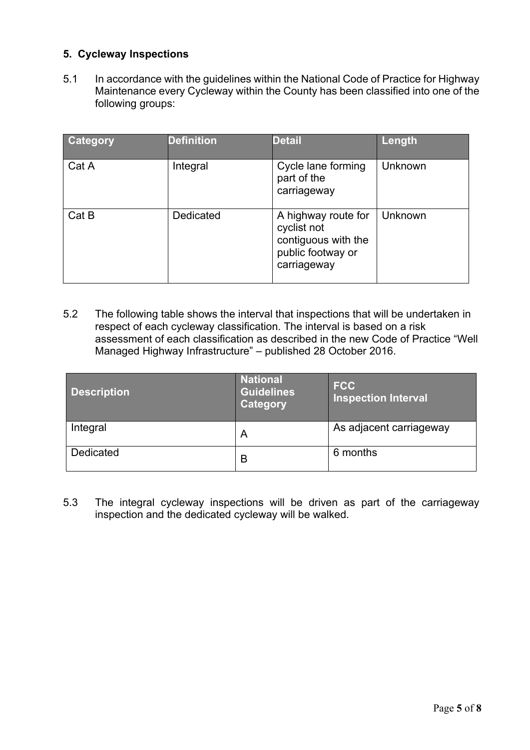## 5. Cycleway Inspections

5.1 In accordance with the guidelines within the National Code of Practice for Highway Maintenance every Cycleway within the County has been classified into one of the following groups:

| Category | Definition | Detail | Length |
|---|---|---|---|
| Cat A | Integral | Cycle lane forming part of the carriageway | Unknown |
| Cat B | Dedicated | A highway route for cyclist not contiguous with the public footway or carriageway | Unknown |

5.2 The following table shows the interval that inspections that will be undertaken in respect of each cycleway classification. The interval is based on a risk assessment of each classification as described in the new Code of Practice "Well Managed Highway Infrastructure" – published 28 October 2016.

| Description | National Guidelines Category | FCC Inspection Interval |
|---|---|---|
| Integral | A | As adjacent carriageway |
| Dedicated | B | 6 months |

5.3 The integral cycleway inspections will be driven as part of the carriageway inspection and the dedicated cycleway will be walked.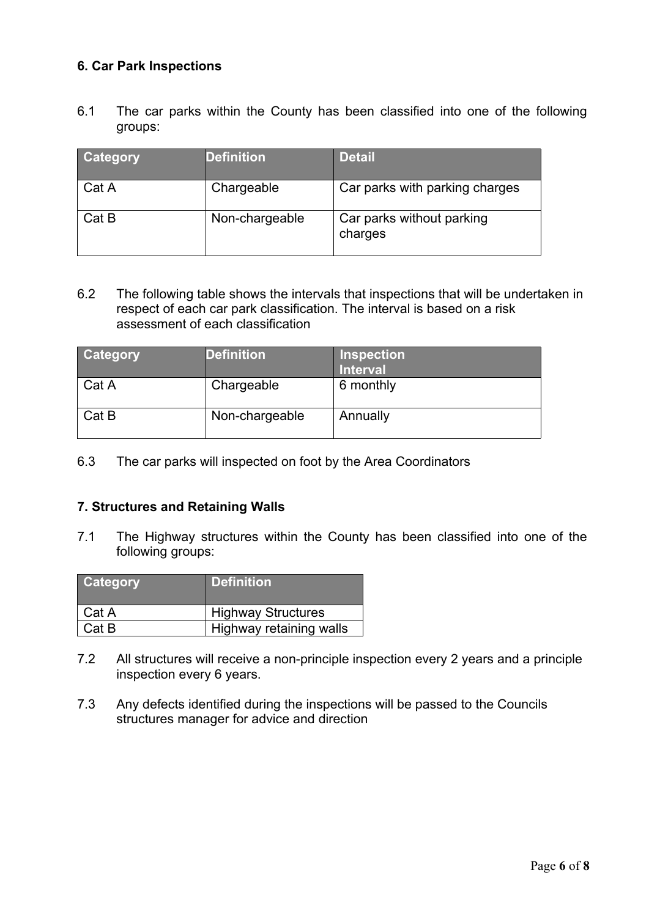## 6. Car Park Inspections

6.1 The car parks within the County has been classified into one of the following groups:

| Category | Definition | Detail |
|---|---|---|
| Cat A | Chargeable | Car parks with parking charges |
| Cat B | Non-chargeable | Car parks without parking charges |

6.2 The following table shows the intervals that inspections that will be undertaken in respect of each car park classification. The interval is based on a risk assessment of each classification

| Category | Definition | Inspection Interval |
|---|---|---|
| Cat A | Chargeable | 6 monthly |
| Cat B | Non-chargeable | Annually |

6.3 The car parks will inspected on foot by the Area Coordinators

## 7. Structures and Retaining Walls

7.1 The Highway structures within the County has been classified into one of the following groups:

| Category | Definition |
|---|---|
| Cat A | Highway Structures |
| Cat B | Highway retaining walls |

7.2 All structures will receive a non-principle inspection every 2 years and a principle inspection every 6 years.

7.3 Any defects identified during the inspections will be passed to the Councils structures manager for advice and direction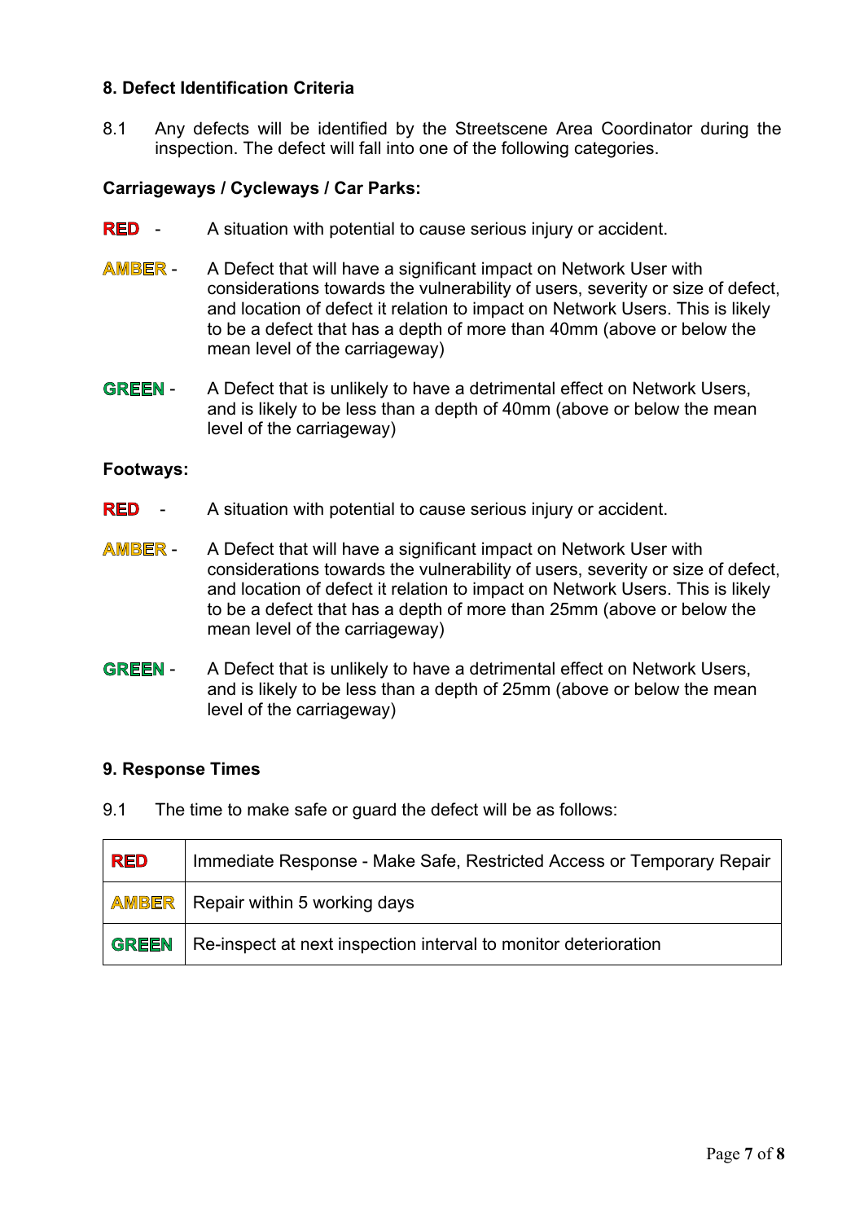## 8. Defect Identification Criteria

8.1 Any defects will be identified by the Streetscene Area Coordinator during the inspection. The defect will fall into one of the following categories.

**Carriageways / Cycleways / Car Parks:**

**RED** - A situation with potential to cause serious injury or accident.

**AMBER** - A Defect that will have a significant impact on Network User with considerations towards the vulnerability of users, severity or size of defect, and location of defect it relation to impact on Network Users. This is likely to be a defect that has a depth of more than 40mm (above or below the mean level of the carriageway)

**GREEN** - A Defect that is unlikely to have a detrimental effect on Network Users, and is likely to be less than a depth of 40mm (above or below the mean level of the carriageway)

**Footways:**

**RED** - A situation with potential to cause serious injury or accident.

**AMBER** - A Defect that will have a significant impact on Network User with considerations towards the vulnerability of users, severity or size of defect, and location of defect it relation to impact on Network Users. This is likely to be a defect that has a depth of more than 25mm (above or below the mean level of the carriageway)

**GREEN** - A Defect that is unlikely to have a detrimental effect on Network Users, and is likely to be less than a depth of 25mm (above or below the mean level of the carriageway)

## 9. Response Times

9.1 The time to make safe or guard the defect will be as follows:

| | |
|---|---|
| **RED** | Immediate Response - Make Safe, Restricted Access or Temporary Repair |
| **AMBER** | Repair within 5 working days |
| **GREEN** | Re-inspect at next inspection interval to monitor deterioration |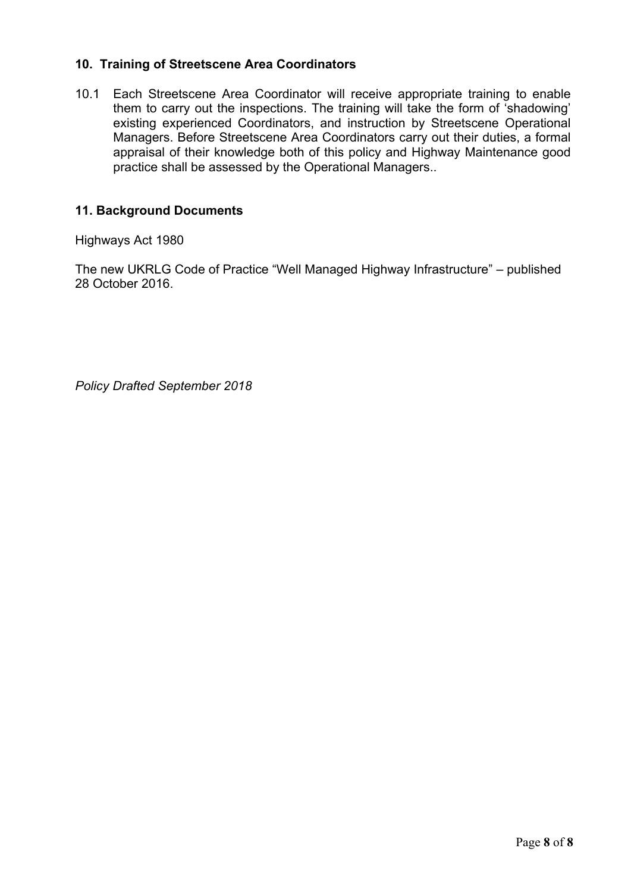## 10. Training of Streetscene Area Coordinators

10.1 Each Streetscene Area Coordinator will receive appropriate training to enable them to carry out the inspections. The training will take the form of 'shadowing' existing experienced Coordinators, and instruction by Streetscene Operational Managers. Before Streetscene Area Coordinators carry out their duties, a formal appraisal of their knowledge both of this policy and Highway Maintenance good practice shall be assessed by the Operational Managers..

## 11. Background Documents

Highways Act 1980

The new UKRLG Code of Practice "Well Managed Highway Infrastructure" – published 28 October 2016.

*Policy Drafted September 2018*